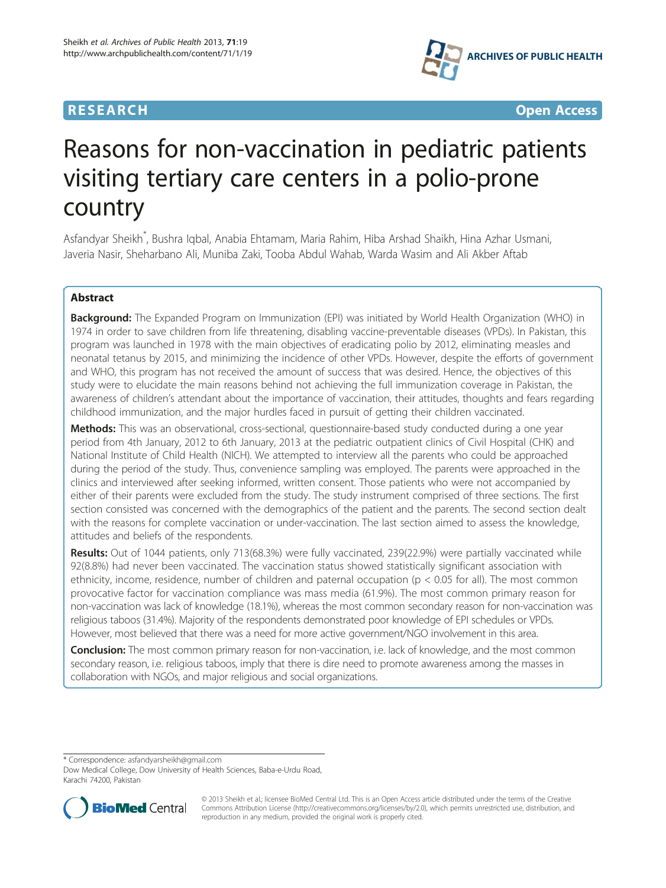**RESEARCH** **Open Access**

# Reasons for non-vaccination in pediatric patients visiting tertiary care centers in a polio-prone country

Asfandyar Sheikh*, Bushra Iqbal, Anabia Ehtamam, Maria Rahim, Hiba Arshad Shaikh, Hina Azhar Usmani, Javeria Nasir, Sheharbano Ali, Muniba Zaki, Tooba Abdul Wahab, Warda Wasim and Ali Akber Aftab

## Abstract

**Background:** The Expanded Program on Immunization (EPI) was initiated by World Health Organization (WHO) in 1974 in order to save children from life threatening, disabling vaccine-preventable diseases (VPDs). In Pakistan, this program was launched in 1978 with the main objectives of eradicating polio by 2012, eliminating measles and neonatal tetanus by 2015, and minimizing the incidence of other VPDs. However, despite the efforts of government and WHO, this program has not received the amount of success that was desired. Hence, the objectives of this study were to elucidate the main reasons behind not achieving the full immunization coverage in Pakistan, the awareness of children's attendant about the importance of vaccination, their attitudes, thoughts and fears regarding childhood immunization, and the major hurdles faced in pursuit of getting their children vaccinated.

**Methods:** This was an observational, cross-sectional, questionnaire-based study conducted during a one year period from 4th January, 2012 to 6th January, 2013 at the pediatric outpatient clinics of Civil Hospital (CHK) and National Institute of Child Health (NICH). We attempted to interview all the parents who could be approached during the period of the study. Thus, convenience sampling was employed. The parents were approached in the clinics and interviewed after seeking informed, written consent. Those patients who were not accompanied by either of their parents were excluded from the study. The study instrument comprised of three sections. The first section consisted was concerned with the demographics of the patient and the parents. The second section dealt with the reasons for complete vaccination or under-vaccination. The last section aimed to assess the knowledge, attitudes and beliefs of the respondents.

**Results:** Out of 1044 patients, only 713(68.3%) were fully vaccinated, 239(22.9%) were partially vaccinated while 92(8.8%) had never been vaccinated. The vaccination status showed statistically significant association with ethnicity, income, residence, number of children and paternal occupation ($p < 0.05$ for all). The most common provocative factor for vaccination compliance was mass media (61.9%). The most common primary reason for non-vaccination was lack of knowledge (18.1%), whereas the most common secondary reason for non-vaccination was religious taboos (31.4%). Majority of the respondents demonstrated poor knowledge of EPI schedules or VPDs. However, most believed that there was a need for more active government/NGO involvement in this area.

**Conclusion:** The most common primary reason for non-vaccination, i.e. lack of knowledge, and the most common secondary reason, i.e. religious taboos, imply that there is dire need to promote awareness among the masses in collaboration with NGOs, and major religious and social organizations.

---

\* Correspondence: asfandyarsheikh@gmail.com
Dow Medical College, Dow University of Health Sciences, Baba-e-Urdu Road, Karachi 74200, Pakistan

© 2013 Sheikh et al.; licensee BioMed Central Ltd. This is an Open Access article distributed under the terms of the Creative Commons Attribution License (http://creativecommons.org/licenses/by/2.0), which permits unrestricted use, distribution, and reproduction in any medium, provided the original work is properly cited.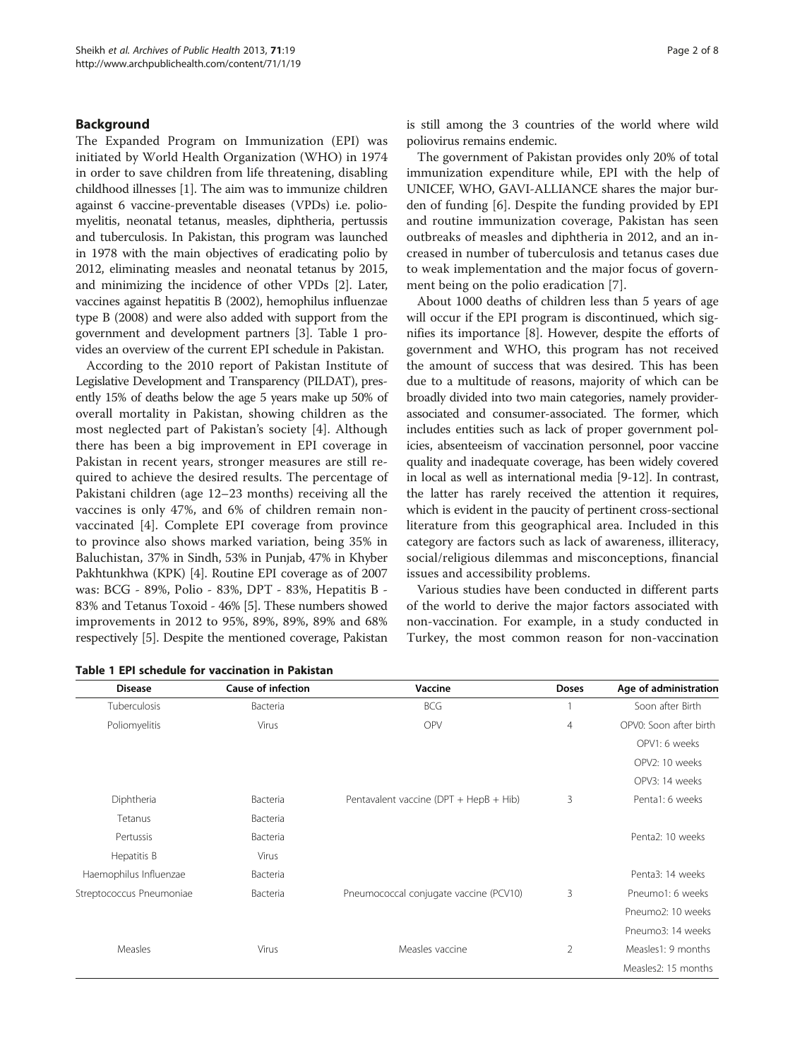## Background

The Expanded Program on Immunization (EPI) was initiated by World Health Organization (WHO) in 1974 in order to save children from life threatening, disabling childhood illnesses [1]. The aim was to immunize children against 6 vaccine-preventable diseases (VPDs) i.e. poliomyelitis, neonatal tetanus, measles, diphtheria, pertussis and tuberculosis. In Pakistan, this program was launched in 1978 with the main objectives of eradicating polio by 2012, eliminating measles and neonatal tetanus by 2015, and minimizing the incidence of other VPDs [2]. Later, vaccines against hepatitis B (2002), hemophilus influenzae type B (2008) and were also added with support from the government and development partners [3]. Table 1 provides an overview of the current EPI schedule in Pakistan.

According to the 2010 report of Pakistan Institute of Legislative Development and Transparency (PILDAT), presently 15% of deaths below the age 5 years make up 50% of overall mortality in Pakistan, showing children as the most neglected part of Pakistan's society [4]. Although there has been a big improvement in EPI coverage in Pakistan in recent years, stronger measures are still required to achieve the desired results. The percentage of Pakistani children (age 12–23 months) receiving all the vaccines is only 47%, and 6% of children remain non-vaccinated [4]. Complete EPI coverage from province to province also shows marked variation, being 35% in Baluchistan, 37% in Sindh, 53% in Punjab, 47% in Khyber Pakhtunkhwa (KPK) [4]. Routine EPI coverage as of 2007 was: BCG - 89%, Polio - 83%, DPT - 83%, Hepatitis B - 83% and Tetanus Toxoid - 46% [5]. These numbers showed improvements in 2012 to 95%, 89%, 89%, 89% and 68% respectively [5]. Despite the mentioned coverage, Pakistan is still among the 3 countries of the world where wild poliovirus remains endemic.

The government of Pakistan provides only 20% of total immunization expenditure while, EPI with the help of UNICEF, WHO, GAVI-ALLIANCE shares the major burden of funding [6]. Despite the funding provided by EPI and routine immunization coverage, Pakistan has seen outbreaks of measles and diphtheria in 2012, and an increased in number of tuberculosis and tetanus cases due to weak implementation and the major focus of government being on the polio eradication [7].

About 1000 deaths of children less than 5 years of age will occur if the EPI program is discontinued, which signifies its importance [8]. However, despite the efforts of government and WHO, this program has not received the amount of success that was desired. This has been due to a multitude of reasons, majority of which can be broadly divided into two main categories, namely provider-associated and consumer-associated. The former, which includes entities such as lack of proper government policies, absenteeism of vaccination personnel, poor vaccine quality and inadequate coverage, has been widely covered in local as well as international media [9-12]. In contrast, the latter has rarely received the attention it requires, which is evident in the paucity of pertinent cross-sectional literature from this geographical area. Included in this category are factors such as lack of awareness, illiteracy, social/religious dilemmas and misconceptions, financial issues and accessibility problems.

Various studies have been conducted in different parts of the world to derive the major factors associated with non-vaccination. For example, in a study conducted in Turkey, the most common reason for non-vaccination

**Table 1 EPI schedule for vaccination in Pakistan**

| Disease | Cause of infection | Vaccine | Doses | Age of administration |
|---|---|---|---|---|
| Tuberculosis | Bacteria | BCG | 1 | Soon after Birth |
| Poliomyelitis | Virus | OPV | 4 | OPV0: Soon after birth |
| | | | | OPV1: 6 weeks |
| | | | | OPV2: 10 weeks |
| | | | | OPV3: 14 weeks |
| Diphtheria | Bacteria | Pentavalent vaccine (DPT + HepB + Hib) | 3 | Penta1: 6 weeks |
| Tetanus | Bacteria | | | |
| Pertussis | Bacteria | | | Penta2: 10 weeks |
| Hepatitis B | Virus | | | |
| Haemophilus Influenzae | Bacteria | | | Penta3: 14 weeks |
| Streptococcus Pneumoniae | Bacteria | Pneumococcal conjugate vaccine (PCV10) | 3 | Pneumo1: 6 weeks |
| | | | | Pneumo2: 10 weeks |
| | | | | Pneumo3: 14 weeks |
| Measles | Virus | Measles vaccine | 2 | Measles1: 9 months |
| | | | | Measles2: 15 months |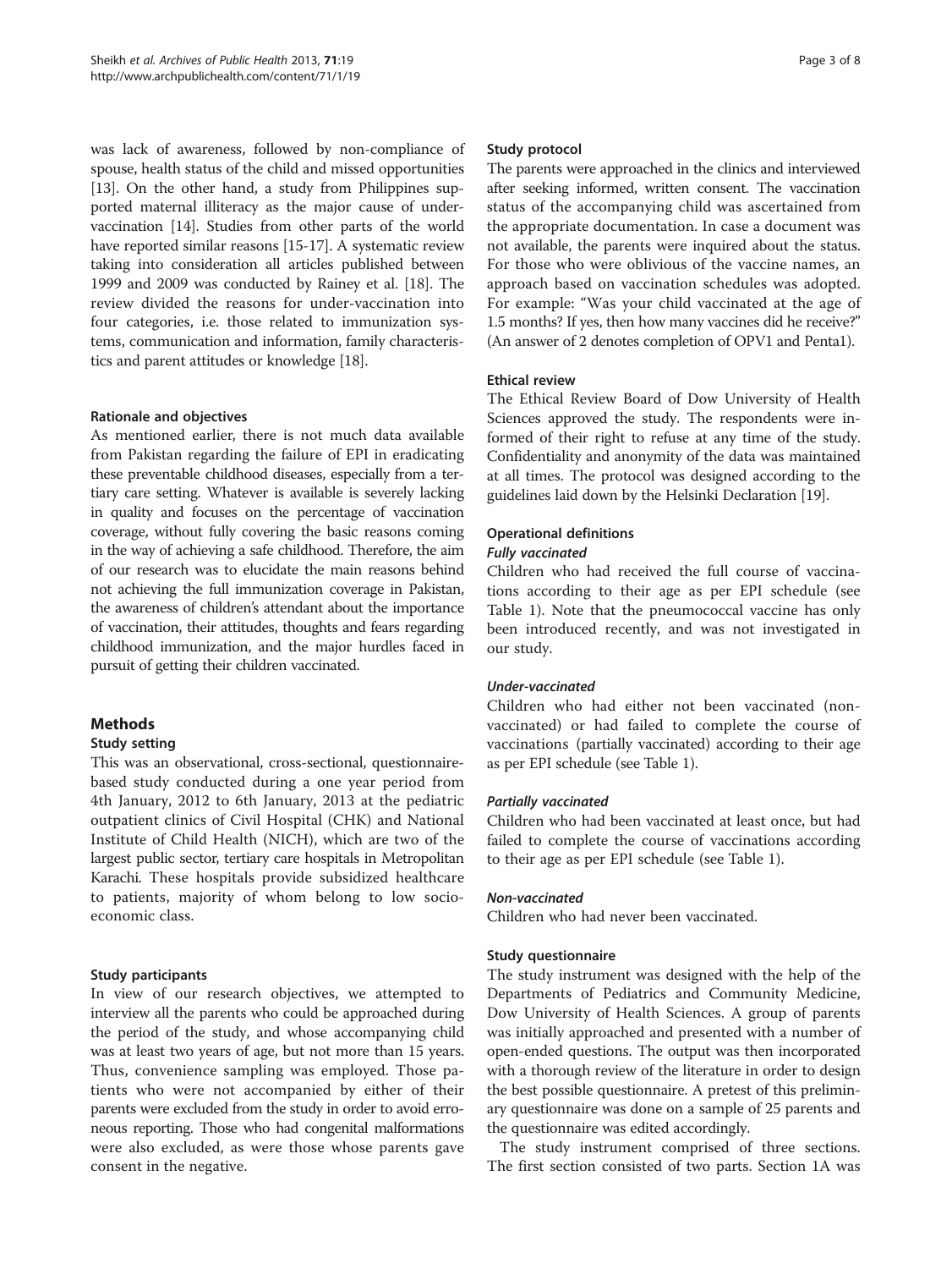was lack of awareness, followed by non-compliance of spouse, health status of the child and missed opportunities [13]. On the other hand, a study from Philippines supported maternal illiteracy as the major cause of under-vaccination [14]. Studies from other parts of the world have reported similar reasons [15-17]. A systematic review taking into consideration all articles published between 1999 and 2009 was conducted by Rainey et al. [18]. The review divided the reasons for under-vaccination into four categories, i.e. those related to immunization systems, communication and information, family characteristics and parent attitudes or knowledge [18].

### Rationale and objectives

As mentioned earlier, there is not much data available from Pakistan regarding the failure of EPI in eradicating these preventable childhood diseases, especially from a tertiary care setting. Whatever is available is severely lacking in quality and focuses on the percentage of vaccination coverage, without fully covering the basic reasons coming in the way of achieving a safe childhood. Therefore, the aim of our research was to elucidate the main reasons behind not achieving the full immunization coverage in Pakistan, the awareness of children's attendant about the importance of vaccination, their attitudes, thoughts and fears regarding childhood immunization, and the major hurdles faced in pursuit of getting their children vaccinated.

## Methods

### Study setting

This was an observational, cross-sectional, questionnaire-based study conducted during a one year period from 4th January, 2012 to 6th January, 2013 at the pediatric outpatient clinics of Civil Hospital (CHK) and National Institute of Child Health (NICH), which are two of the largest public sector, tertiary care hospitals in Metropolitan Karachi. These hospitals provide subsidized healthcare to patients, majority of whom belong to low socio-economic class.

### Study participants

In view of our research objectives, we attempted to interview all the parents who could be approached during the period of the study, and whose accompanying child was at least two years of age, but not more than 15 years. Thus, convenience sampling was employed. Those patients who were not accompanied by either of their parents were excluded from the study in order to avoid erroneous reporting. Those who had congenital malformations were also excluded, as were those whose parents gave consent in the negative.

### Study protocol

The parents were approached in the clinics and interviewed after seeking informed, written consent. The vaccination status of the accompanying child was ascertained from the appropriate documentation. In case a document was not available, the parents were inquired about the status. For those who were oblivious of the vaccine names, an approach based on vaccination schedules was adopted. For example: "Was your child vaccinated at the age of 1.5 months? If yes, then how many vaccines did he receive?" (An answer of 2 denotes completion of OPV1 and Penta1).

### Ethical review

The Ethical Review Board of Dow University of Health Sciences approved the study. The respondents were informed of their right to refuse at any time of the study. Confidentiality and anonymity of the data was maintained at all times. The protocol was designed according to the guidelines laid down by the Helsinki Declaration [19].

### Operational definitions

#### *Fully vaccinated*

Children who had received the full course of vaccinations according to their age as per EPI schedule (see Table 1). Note that the pneumococcal vaccine has only been introduced recently, and was not investigated in our study.

#### *Under-vaccinated*

Children who had either not been vaccinated (non-vaccinated) or had failed to complete the course of vaccinations (partially vaccinated) according to their age as per EPI schedule (see Table 1).

#### *Partially vaccinated*

Children who had been vaccinated at least once, but had failed to complete the course of vaccinations according to their age as per EPI schedule (see Table 1).

#### *Non-vaccinated*

Children who had never been vaccinated.

### Study questionnaire

The study instrument was designed with the help of the Departments of Pediatrics and Community Medicine, Dow University of Health Sciences. A group of parents was initially approached and presented with a number of open-ended questions. The output was then incorporated with a thorough review of the literature in order to design the best possible questionnaire. A pretest of this preliminary questionnaire was done on a sample of 25 parents and the questionnaire was edited accordingly.

The study instrument comprised of three sections. The first section consisted of two parts. Section 1A was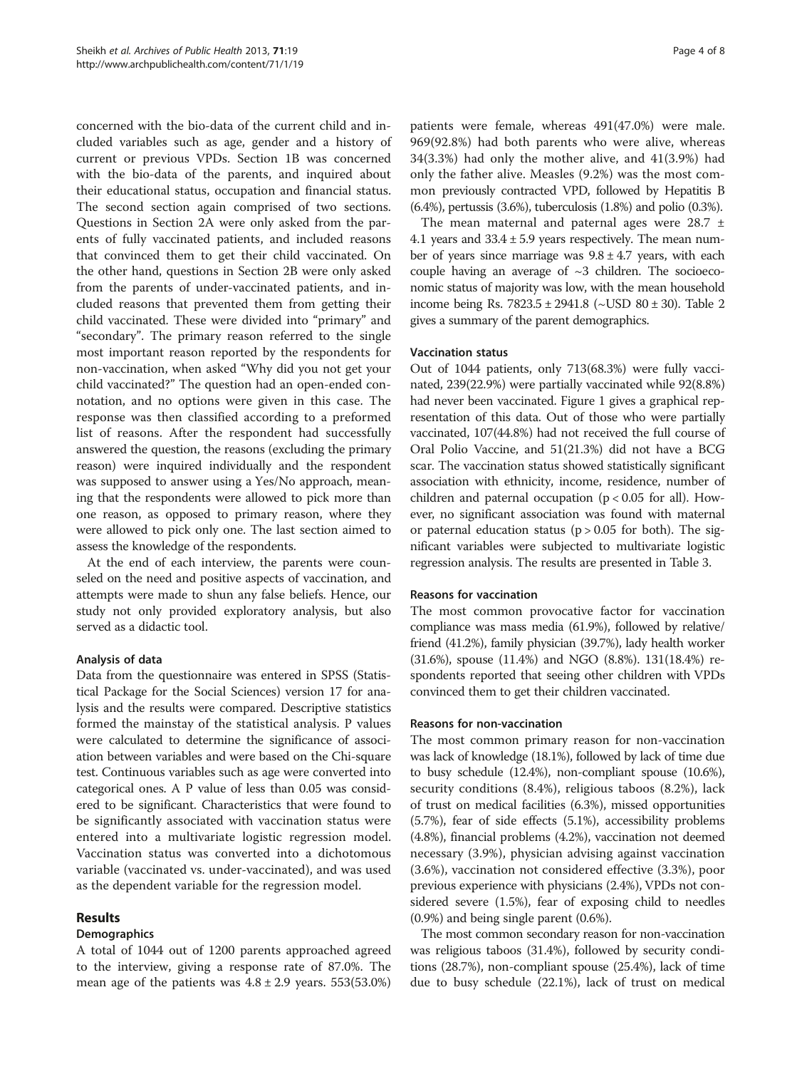concerned with the bio-data of the current child and included variables such as age, gender and a history of current or previous VPDs. Section 1B was concerned with the bio-data of the parents, and inquired about their educational status, occupation and financial status. The second section again comprised of two sections. Questions in Section 2A were only asked from the parents of fully vaccinated patients, and included reasons that convinced them to get their child vaccinated. On the other hand, questions in Section 2B were only asked from the parents of under-vaccinated patients, and included reasons that prevented them from getting their child vaccinated. These were divided into "primary" and "secondary". The primary reason referred to the single most important reason reported by the respondents for non-vaccination, when asked "Why did you not get your child vaccinated?" The question had an open-ended connotation, and no options were given in this case. The response was then classified according to a preformed list of reasons. After the respondent had successfully answered the question, the reasons (excluding the primary reason) were inquired individually and the respondent was supposed to answer using a Yes/No approach, meaning that the respondents were allowed to pick more than one reason, as opposed to primary reason, where they were allowed to pick only one. The last section aimed to assess the knowledge of the respondents.

At the end of each interview, the parents were counseled on the need and positive aspects of vaccination, and attempts were made to shun any false beliefs. Hence, our study not only provided exploratory analysis, but also served as a didactic tool.

#### Analysis of data

Data from the questionnaire was entered in SPSS (Statistical Package for the Social Sciences) version 17 for analysis and the results were compared. Descriptive statistics formed the mainstay of the statistical analysis. P values were calculated to determine the significance of association between variables and were based on the Chi-square test. Continuous variables such as age were converted into categorical ones. A P value of less than 0.05 was considered to be significant. Characteristics that were found to be significantly associated with vaccination status were entered into a multivariate logistic regression model. Vaccination status was converted into a dichotomous variable (vaccinated vs. under-vaccinated), and was used as the dependent variable for the regression model.

## Results

### Demographics

A total of 1044 out of 1200 parents approached agreed to the interview, giving a response rate of 87.0%. The mean age of the patients was $4.8 \pm 2.9$ years. 553(53.0%) patients were female, whereas 491(47.0%) were male. 969(92.8%) had both parents who were alive, whereas 34(3.3%) had only the mother alive, and 41(3.9%) had only the father alive. Measles (9.2%) was the most common previously contracted VPD, followed by Hepatitis B (6.4%), pertussis (3.6%), tuberculosis (1.8%) and polio (0.3%).

The mean maternal and paternal ages were $28.7 \pm 4.1$ years and $33.4 \pm 5.9$ years respectively. The mean number of years since marriage was $9.8 \pm 4.7$ years, with each couple having an average of ~3 children. The socioeconomic status of majority was low, with the mean household income being Rs. $7823.5 \pm 2941.8$ (~USD $80 \pm 30$). Table 2 gives a summary of the parent demographics.

#### Vaccination status

Out of 1044 patients, only 713(68.3%) were fully vaccinated, 239(22.9%) were partially vaccinated while 92(8.8%) had never been vaccinated. Figure 1 gives a graphical representation of this data. Out of those who were partially vaccinated, 107(44.8%) had not received the full course of Oral Polio Vaccine, and 51(21.3%) did not have a BCG scar. The vaccination status showed statistically significant association with ethnicity, income, residence, number of children and paternal occupation ($p < 0.05$ for all). However, no significant association was found with maternal or paternal education status ($p > 0.05$ for both). The significant variables were subjected to multivariate logistic regression analysis. The results are presented in Table 3.

#### Reasons for vaccination

The most common provocative factor for vaccination compliance was mass media (61.9%), followed by relative/friend (41.2%), family physician (39.7%), lady health worker (31.6%), spouse (11.4%) and NGO (8.8%). 131(18.4%) respondents reported that seeing other children with VPDs convinced them to get their children vaccinated.

#### Reasons for non-vaccination

The most common primary reason for non-vaccination was lack of knowledge (18.1%), followed by lack of time due to busy schedule (12.4%), non-compliant spouse (10.6%), security conditions (8.4%), religious taboos (8.2%), lack of trust on medical facilities (6.3%), missed opportunities (5.7%), fear of side effects (5.1%), accessibility problems (4.8%), financial problems (4.2%), vaccination not deemed necessary (3.9%), physician advising against vaccination (3.6%), vaccination not considered effective (3.3%), poor previous experience with physicians (2.4%), VPDs not considered severe (1.5%), fear of exposing child to needles (0.9%) and being single parent (0.6%).

The most common secondary reason for non-vaccination was religious taboos (31.4%), followed by security conditions (28.7%), non-compliant spouse (25.4%), lack of time due to busy schedule (22.1%), lack of trust on medical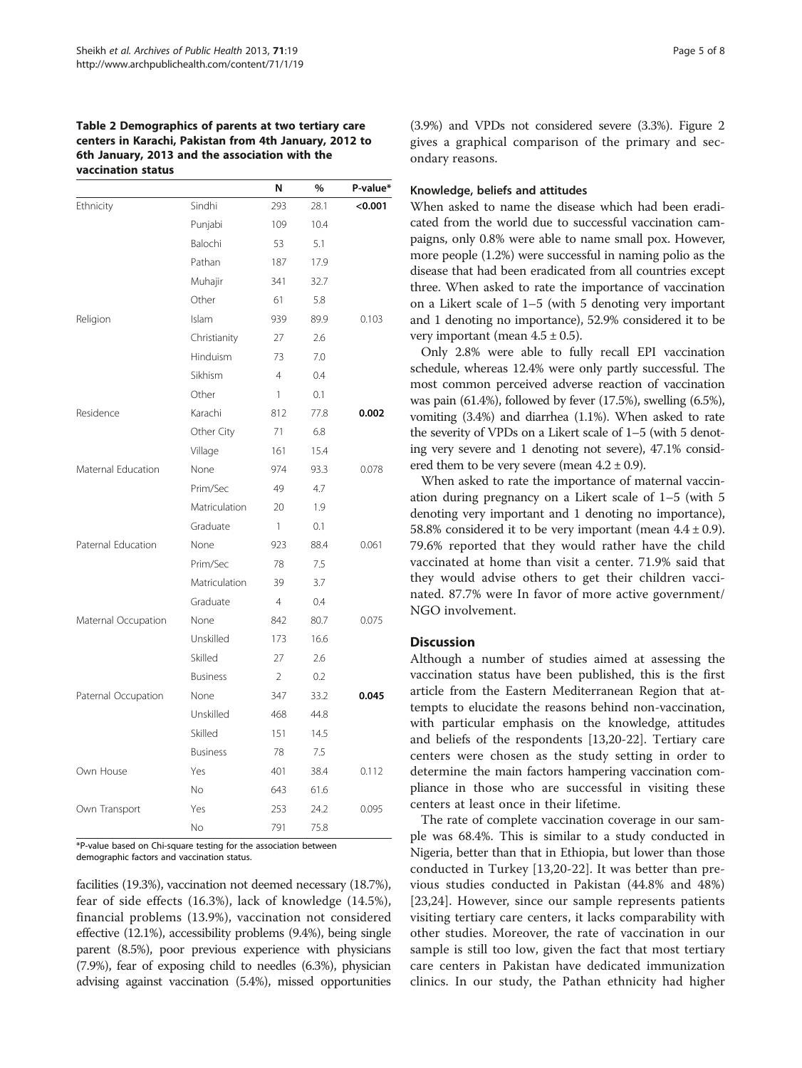**Table 2 Demographics of parents at two tertiary care centers in Karachi, Pakistan from 4th January, 2012 to 6th January, 2013 and the association with the vaccination status**

| | | N | % | P-value* |
|---|---|---|---|---|
| Ethnicity | Sindhi | 293 | 28.1 | **<0.001** |
| | Punjabi | 109 | 10.4 | |
| | Balochi | 53 | 5.1 | |
| | Pathan | 187 | 17.9 | |
| | Muhajir | 341 | 32.7 | |
| | Other | 61 | 5.8 | |
| Religion | Islam | 939 | 89.9 | 0.103 |
| | Christianity | 27 | 2.6 | |
| | Hinduism | 73 | 7.0 | |
| | Sikhism | 4 | 0.4 | |
| | Other | 1 | 0.1 | |
| Residence | Karachi | 812 | 77.8 | **0.002** |
| | Other City | 71 | 6.8 | |
| | Village | 161 | 15.4 | |
| Maternal Education | None | 974 | 93.3 | 0.078 |
| | Prim/Sec | 49 | 4.7 | |
| | Matriculation | 20 | 1.9 | |
| | Graduate | 1 | 0.1 | |
| Paternal Education | None | 923 | 88.4 | 0.061 |
| | Prim/Sec | 78 | 7.5 | |
| | Matriculation | 39 | 3.7 | |
| | Graduate | 4 | 0.4 | |
| Maternal Occupation | None | 842 | 80.7 | 0.075 |
| | Unskilled | 173 | 16.6 | |
| | Skilled | 27 | 2.6 | |
| | Business | 2 | 0.2 | |
| Paternal Occupation | None | 347 | 33.2 | **0.045** |
| | Unskilled | 468 | 44.8 | |
| | Skilled | 151 | 14.5 | |
| | Business | 78 | 7.5 | |
| Own House | Yes | 401 | 38.4 | 0.112 |
| | No | 643 | 61.6 | |
| Own Transport | Yes | 253 | 24.2 | 0.095 |
| | No | 791 | 75.8 | |

*P-value based on Chi-square testing for the association between demographic factors and vaccination status.

facilities (19.3%), vaccination not deemed necessary (18.7%), fear of side effects (16.3%), lack of knowledge (14.5%), financial problems (13.9%), vaccination not considered effective (12.1%), accessibility problems (9.4%), being single parent (8.5%), poor previous experience with physicians (7.9%), fear of exposing child to needles (6.3%), physician advising against vaccination (5.4%), missed opportunities (3.9%) and VPDs not considered severe (3.3%). Figure 2 gives a graphical comparison of the primary and secondary reasons.

### Knowledge, beliefs and attitudes

When asked to name the disease which had been eradicated from the world due to successful vaccination campaigns, only 0.8% were able to name small pox. However, more people (1.2%) were successful in naming polio as the disease that had been eradicated from all countries except three. When asked to rate the importance of vaccination on a Likert scale of 1–5 (with 5 denoting very important and 1 denoting no importance), 52.9% considered it to be very important (mean $4.5 \pm 0.5$).

Only 2.8% were able to fully recall EPI vaccination schedule, whereas 12.4% were only partly successful. The most common perceived adverse reaction of vaccination was pain (61.4%), followed by fever (17.5%), swelling (6.5%), vomiting (3.4%) and diarrhea (1.1%). When asked to rate the severity of VPDs on a Likert scale of 1–5 (with 5 denoting very severe and 1 denoting not severe), 47.1% considered them to be very severe (mean $4.2 \pm 0.9$).

When asked to rate the importance of maternal vaccination during pregnancy on a Likert scale of 1–5 (with 5 denoting very important and 1 denoting no importance), 58.8% considered it to be very important (mean $4.4 \pm 0.9$). 79.6% reported that they would rather have the child vaccinated at home than visit a center. 71.9% said that they would advise others to get their children vaccinated. 87.7% were In favor of more active government/ NGO involvement.

## Discussion

Although a number of studies aimed at assessing the vaccination status have been published, this is the first article from the Eastern Mediterranean Region that attempts to elucidate the reasons behind non-vaccination, with particular emphasis on the knowledge, attitudes and beliefs of the respondents [13,20-22]. Tertiary care centers were chosen as the study setting in order to determine the main factors hampering vaccination compliance in those who are successful in visiting these centers at least once in their lifetime.

The rate of complete vaccination coverage in our sample was 68.4%. This is similar to a study conducted in Nigeria, better than that in Ethiopia, but lower than those conducted in Turkey [13,20-22]. It was better than previous studies conducted in Pakistan (44.8% and 48%) [23,24]. However, since our sample represents patients visiting tertiary care centers, it lacks comparability with other studies. Moreover, the rate of vaccination in our sample is still too low, given the fact that most tertiary care centers in Pakistan have dedicated immunization clinics. In our study, the Pathan ethnicity had higher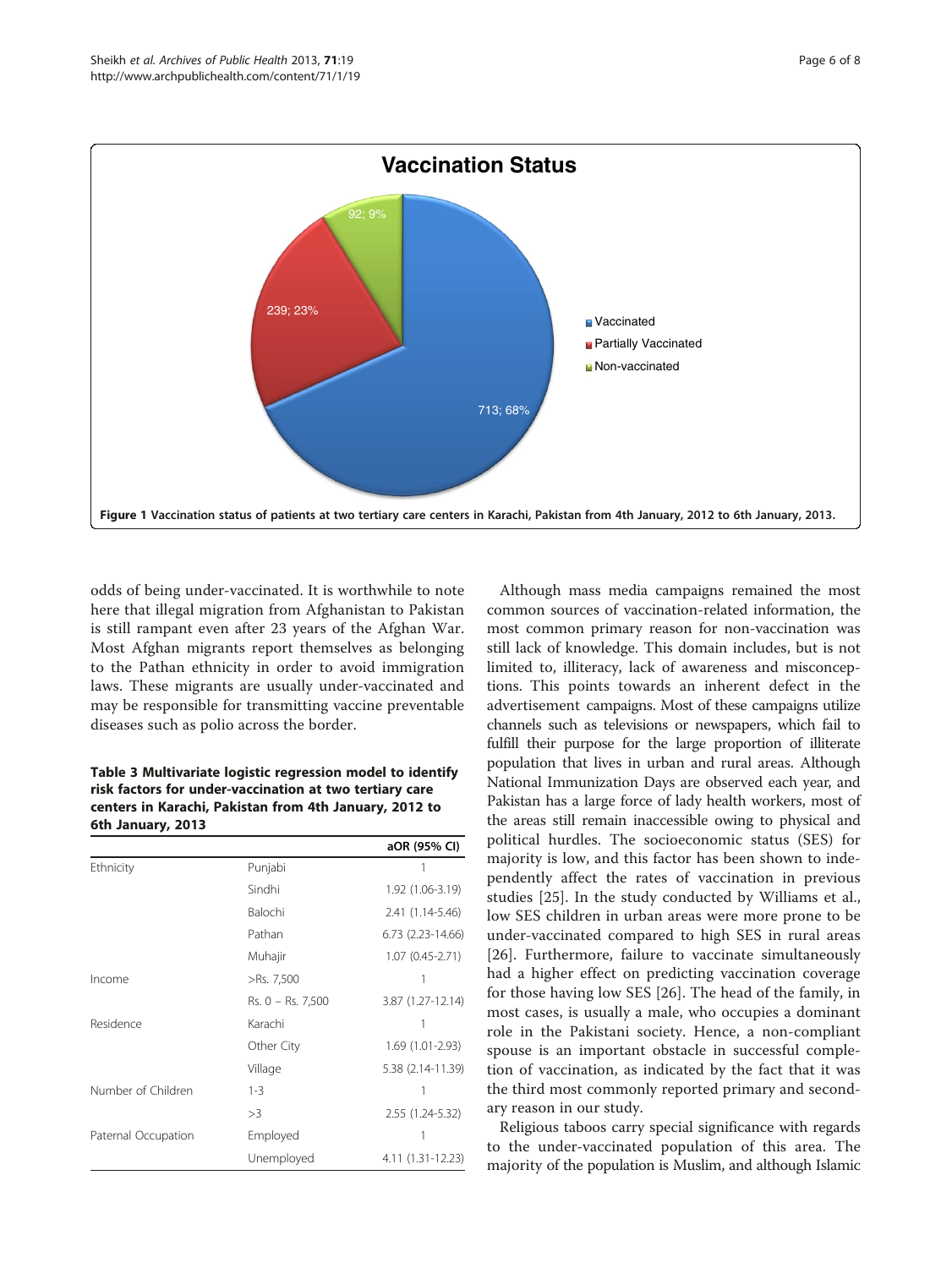**Vaccination Status**

- Vaccinated: 713; 68%
- Partially Vaccinated: 239; 23%
- Non-vaccinated: 92; 9%

**Figure 1 Vaccination status of patients at two tertiary care centers in Karachi, Pakistan from 4th January, 2012 to 6th January, 2013.**

odds of being under-vaccinated. It is worthwhile to note here that illegal migration from Afghanistan to Pakistan is still rampant even after 23 years of the Afghan War. Most Afghan migrants report themselves as belonging to the Pathan ethnicity in order to avoid immigration laws. These migrants are usually under-vaccinated and may be responsible for transmitting vaccine preventable diseases such as polio across the border.

**Table 3 Multivariate logistic regression model to identify risk factors for under-vaccination at two tertiary care centers in Karachi, Pakistan from 4th January, 2012 to 6th January, 2013**

| | | aOR (95% CI) |
|---|---|---|
| Ethnicity | Punjabi | 1 |
| | Sindhi | 1.92 (1.06-3.19) |
| | Balochi | 2.41 (1.14-5.46) |
| | Pathan | 6.73 (2.23-14.66) |
| | Muhajir | 1.07 (0.45-2.71) |
| Income | >Rs. 7,500 | 1 |
| | Rs. 0 – Rs. 7,500 | 3.87 (1.27-12.14) |
| Residence | Karachi | 1 |
| | Other City | 1.69 (1.01-2.93) |
| | Village | 5.38 (2.14-11.39) |
| Number of Children | 1-3 | 1 |
| | >3 | 2.55 (1.24-5.32) |
| Paternal Occupation | Employed | 1 |
| | Unemployed | 4.11 (1.31-12.23) |

Although mass media campaigns remained the most common sources of vaccination-related information, the most common primary reason for non-vaccination was still lack of knowledge. This domain includes, but is not limited to, illiteracy, lack of awareness and misconceptions. This points towards an inherent defect in the advertisement campaigns. Most of these campaigns utilize channels such as televisions or newspapers, which fail to fulfill their purpose for the large proportion of illiterate population that lives in urban and rural areas. Although National Immunization Days are observed each year, and Pakistan has a large force of lady health workers, most of the areas still remain inaccessible owing to physical and political hurdles. The socioeconomic status (SES) for majority is low, and this factor has been shown to independently affect the rates of vaccination in previous studies [25]. In the study conducted by Williams et al., low SES children in urban areas were more prone to be under-vaccinated compared to high SES in rural areas [26]. Furthermore, failure to vaccinate simultaneously had a higher effect on predicting vaccination coverage for those having low SES [26]. The head of the family, in most cases, is usually a male, who occupies a dominant role in the Pakistani society. Hence, a non-compliant spouse is an important obstacle in successful completion of vaccination, as indicated by the fact that it was the third most commonly reported primary and secondary reason in our study.

Religious taboos carry special significance with regards to the under-vaccinated population of this area. The majority of the population is Muslim, and although Islamic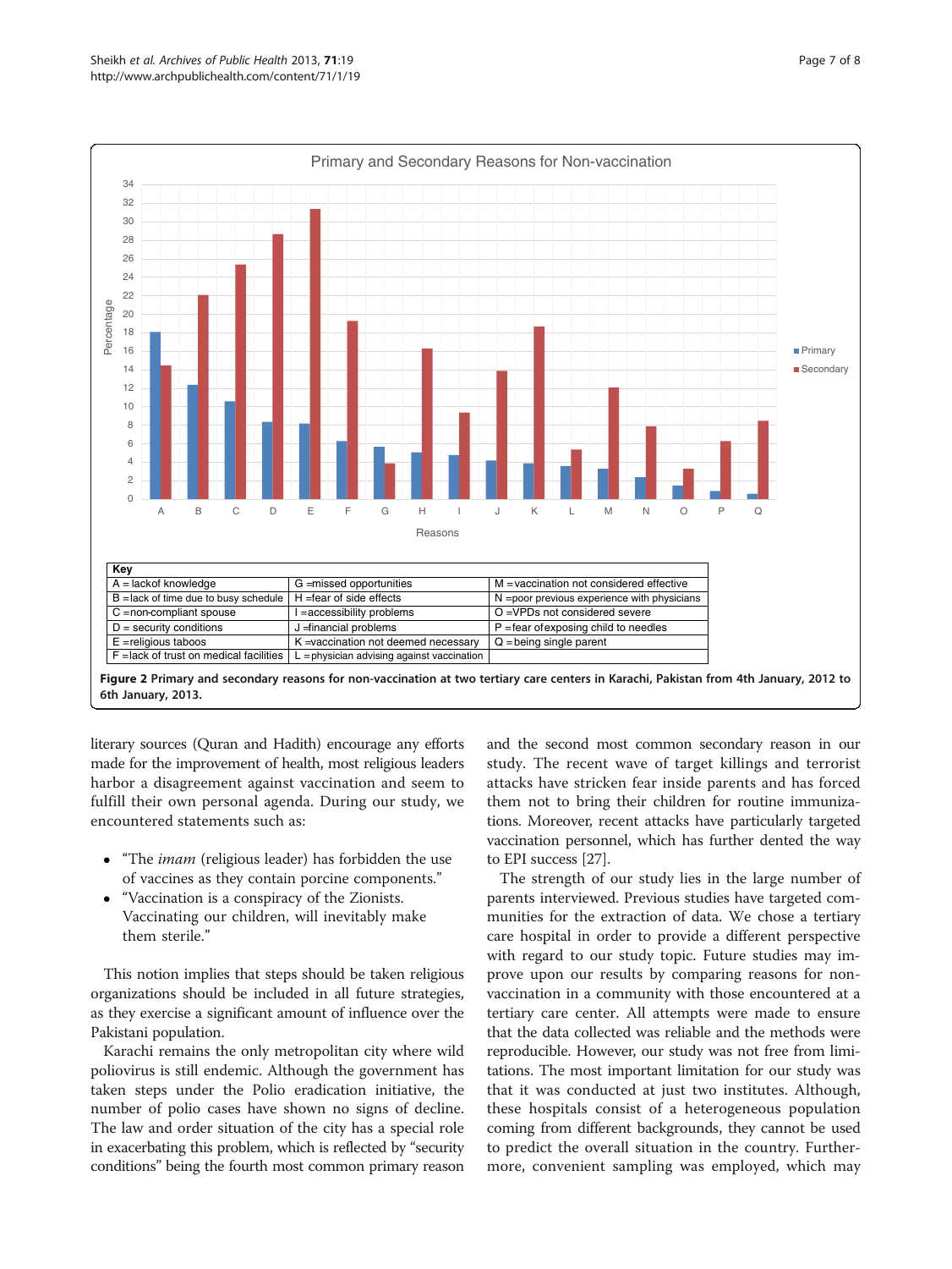Primary and Secondary Reasons for Non-vaccination

34
32
30
28
26
24
22
20
18
16
14
12
10
8
6
4
2
0

Percentage

A B C D E F G H I J K L M N O P Q

Reasons

Primary
Secondary

| Key | | |
|---|---|---|
| A = lackof knowledge | G =missed opportunities | M =vaccination not considered effective |
| B =lack of time due to busy schedule | H =fear of side effects | N =poor previous experience with physicians |
| C =non-compliant spouse | I =accessibility problems | O =VPDs not considered severe |
| D = security conditions | J =financial problems | P =fear ofexposing child to needles |
| E =religious taboos | K =vaccination not deemed necessary | Q =being single parent |
| F =lack of trust on medical facilities | L =physician advising against vaccination | |

**Figure 2 Primary and secondary reasons for non-vaccination at two tertiary care centers in Karachi, Pakistan from 4th January, 2012 to 6th January, 2013.**

literary sources (Quran and Hadith) encourage any efforts made for the improvement of health, most religious leaders harbor a disagreement against vaccination and seem to fulfill their own personal agenda. During our study, we encountered statements such as:

- "The *imam* (religious leader) has forbidden the use of vaccines as they contain porcine components."
- "Vaccination is a conspiracy of the Zionists. Vaccinating our children, will inevitably make them sterile."

This notion implies that steps should be taken religious organizations should be included in all future strategies, as they exercise a significant amount of influence over the Pakistani population.

Karachi remains the only metropolitan city where wild poliovirus is still endemic. Although the government has taken steps under the Polio eradication initiative, the number of polio cases have shown no signs of decline. The law and order situation of the city has a special role in exacerbating this problem, which is reflected by "security conditions" being the fourth most common primary reason and the second most common secondary reason in our study. The recent wave of target killings and terrorist attacks have stricken fear inside parents and has forced them not to bring their children for routine immunizations. Moreover, recent attacks have particularly targeted vaccination personnel, which has further dented the way to EPI success [27].

The strength of our study lies in the large number of parents interviewed. Previous studies have targeted communities for the extraction of data. We chose a tertiary care hospital in order to provide a different perspective with regard to our study topic. Future studies may improve upon our results by comparing reasons for non-vaccination in a community with those encountered at a tertiary care center. All attempts were made to ensure that the data collected was reliable and the methods were reproducible. However, our study was not free from limitations. The most important limitation for our study was that it was conducted at just two institutes. Although, these hospitals consist of a heterogeneous population coming from different backgrounds, they cannot be used to predict the overall situation in the country. Furthermore, convenient sampling was employed, which may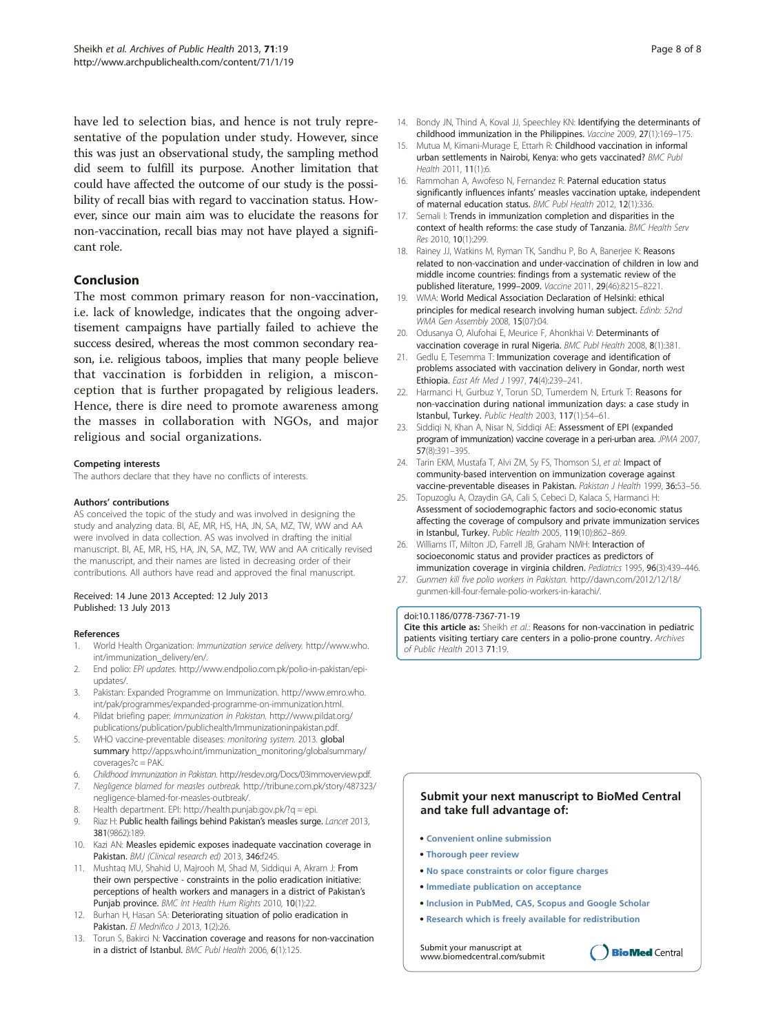have led to selection bias, and hence is not truly representative of the population under study. However, since this was just an observational study, the sampling method did seem to fulfill its purpose. Another limitation that could have affected the outcome of our study is the possibility of recall bias with regard to vaccination status. However, since our main aim was to elucidate the reasons for non-vaccination, recall bias may not have played a significant role.

## Conclusion

The most common primary reason for non-vaccination, i.e. lack of knowledge, indicates that the ongoing advertisement campaigns have partially failed to achieve the success desired, whereas the most common secondary reason, i.e. religious taboos, implies that many people believe that vaccination is forbidden in religion, a misconception that is further propagated by religious leaders. Hence, there is dire need to promote awareness among the masses in collaboration with NGOs, and major religious and social organizations.

#### Competing interests

The authors declare that they have no conflicts of interests.

#### Authors' contributions

AS conceived the topic of the study and was involved in designing the study and analyzing data. BI, AE, MR, HS, HA, JN, SA, MZ, TW, WW and AA were involved in data collection. AS was involved in drafting the initial manuscript. BI, AE, MR, HS, HA, JN, SA, MZ, TW, WW and AA critically revised the manuscript, and their names are listed in decreasing order of their contributions. All authors have read and approved the final manuscript.

Received: 14 June 2013 Accepted: 12 July 2013
Published: 13 July 2013

#### References

1. World Health Organization: *Immunization service delivery.* http://www.who.int/immunization_delivery/en/.
2. End polio: *EPI updates.* http://www.endpolio.com.pk/polio-in-pakistan/epi-updates/.
3. Pakistan: Expanded Programme on Immunization. http://www.emro.who.int/pak/programmes/expanded-programme-on-immunization.html.
4. Pildat briefing paper: *Immunization in Pakistan.* http://www.pildat.org/publications/publication/publichealth/Immunizationinpakistan.pdf.
5. WHO vaccine-preventable diseases: *monitoring system.* 2013. **global summary** http://apps.who.int/immunization_monitoring/globalsummary/coverages?c = PAK.
6. *Childhood Immunization in Pakistan.* http://resdev.org/Docs/03immoverview.pdf.
7. *Negligence blamed for measles outbreak.* http://tribune.com.pk/story/487323/negligence-blamed-for-measles-outbreak/.
8. Health department. EPI: http://health.punjab.gov.pk/?q = epi.
9. Riaz H: **Public health failings behind Pakistan's measles surge.** *Lancet* 2013, **381**(9862):189.
10. Kazi AN: **Measles epidemic exposes inadequate vaccination coverage in Pakistan.** *BMJ (Clinical research ed)* 2013, **346**:f245.
11. Mushtaq MU, Shahid U, Majrooh M, Shad M, Siddiqui A, Akram J: **From their own perspective - constraints in the polio eradication initiative: perceptions of health workers and managers in a district of Pakistan's Punjab province.** *BMC Int Health Hum Rights* 2010, **10**(1):22.
12. Burhan H, Hasan SA: **Deteriorating situation of polio eradication in Pakistan.** *El Mednifico J* 2013, **1**(2):26.
13. Torun S, Bakirci N: **Vaccination coverage and reasons for non-vaccination in a district of Istanbul.** *BMC Publ Health* 2006, **6**(1):125.
14. Bondy JN, Thind A, Koval JJ, Speechley KN: **Identifying the determinants of childhood immunization in the Philippines.** *Vaccine* 2009, **27**(1):169–175.
15. Mutua M, Kimani-Murage E, Ettarh R: **Childhood vaccination in informal urban settlements in Nairobi, Kenya: who gets vaccinated?** *BMC Publ Health* 2011, **11**(1):6.
16. Rammohan A, Awofeso N, Fernandez R: **Paternal education status significantly influences infants' measles vaccination uptake, independent of maternal education status.** *BMC Publ Health* 2012, **12**(1):336.
17. Semali I: **Trends in immunization completion and disparities in the context of health reforms: the case study of Tanzania.** *BMC Health Serv Res* 2010, **10**(1):299.
18. Rainey JJ, Watkins M, Ryman TK, Sandhu P, Bo A, Banerjee K: **Reasons related to non-vaccination and under-vaccination of children in low and middle income countries: findings from a systematic review of the published literature, 1999–2009.** *Vaccine* 2011, **29**(46):8215–8221.
19. WMA: **World Medical Association Declaration of Helsinki: ethical principles for medical research involving human subject.** *Edinb: 52nd WMA Gen Assembly* 2008, **15**(07):04.
20. Odusanya O, Alufohai E, Meurice F, Ahonkhai V: **Determinants of vaccination coverage in rural Nigeria.** *BMC Publ Health* 2008, **8**(1):381.
21. Gedlu E, Tesemma T: **Immunization coverage and identification of problems associated with vaccination delivery in Gondar, north west Ethiopia.** *East Afr Med J* 1997, **74**(4):239–241.
22. Harmanci H, Gurbuz Y, Torun SD, Tumerdem N, Erturk T: **Reasons for non-vaccination during national immunization days: a case study in Istanbul, Turkey.** *Public Health* 2003, **117**(1):54–61.
23. Siddiqi N, Khan A, Nisar N, Siddiqi AE: **Assessment of EPI (expanded program of immunization) vaccine coverage in a peri-urban area.** *JPMA* 2007, **57**(8):391–395.
24. Tarin EKM, Mustafa T, Alvi ZM, Sy FS, Thomson SJ, *et al*: **Impact of community-based intervention on immunization coverage against vaccine-preventable diseases in Pakistan.** *Pakistan J Health* 1999, **36**:53–56.
25. Topuzoglu A, Ozaydin GA, Cali S, Cebeci D, Kalaca S, Harmanci H: **Assessment of sociodemographic factors and socio-economic status affecting the coverage of compulsory and private immunization services in Istanbul, Turkey.** *Public Health* 2005, **119**(10):862–869.
26. Williams IT, Milton JD, Farrell JB, Graham NMH: **Interaction of socioeconomic status and provider practices as predictors of immunization coverage in virginia children.** *Pediatrics* 1995, **96**(3):439–446.
27. *Gunmen kill five polio workers in Pakistan.* http://dawn.com/2012/12/18/gunmen-kill-four-female-polio-workers-in-karachi/.

doi:10.1186/0778-7367-71-19
**Cite this article as:** Sheikh *et al.*: Reasons for non-vaccination in pediatric patients visiting tertiary care centers in a polio-prone country. *Archives of Public Health* 2013 **71**:19.

**Submit your next manuscript to BioMed Central and take full advantage of:**

- **Convenient online submission**
- **Thorough peer review**
- **No space constraints or color figure charges**
- **Immediate publication on acceptance**
- **Inclusion in PubMed, CAS, Scopus and Google Scholar**
- **Research which is freely available for redistribution**

Submit your manuscript at
www.biomedcentral.com/submit

BioMed Central